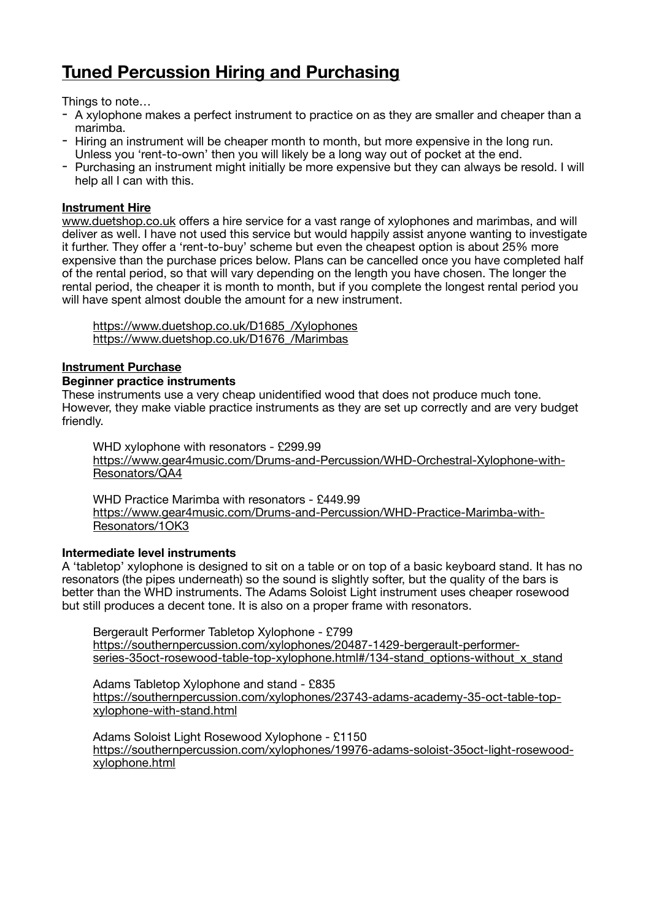# Tuned Percussion Hiring and Purchasing

Things to note…

- A xylophone makes a perfect instrument to practice on as they are smaller and cheaper than a marimba.
- Hiring an instrument will be cheaper month to month, but more expensive in the long run. Unless you 'rent-to-own' then you will likely be a long way out of pocket at the end.
- Purchasing an instrument might initially be more expensive but they can always be resold. I will help all I can with this.

## Instrument Hire

www.duetshop.co.uk offers a hire service for a vast range of xylophones and marimbas, and will deliver as well. I have not used this service but would happily assist anyone wanting to investigate it further. They offer a 'rent-to-buy' scheme but even the cheapest option is about 25% more expensive than the purchase prices below. Plans can be cancelled once you have completed half of the rental period, so that will vary depending on the length you have chosen. The longer the rental period, the cheaper it is month to month, but if you complete the longest rental period you will have spent almost double the amount for a new instrument.

https://www.duetshop.co.uk/D1685_/Xylophones
https://www.duetshop.co.uk/D1676_/Marimbas

## Instrument Purchase

### Beginner practice instruments

These instruments use a very cheap unidentified wood that does not produce much tone. However, they make viable practice instruments as they are set up correctly and are very budget friendly.

WHD xylophone with resonators - £299.99
https://www.gear4music.com/Drums-and-Percussion/WHD-Orchestral-Xylophone-with-Resonators/QA4

WHD Practice Marimba with resonators - £449.99
https://www.gear4music.com/Drums-and-Percussion/WHD-Practice-Marimba-with-Resonators/1OK3

### Intermediate level instruments

A 'tabletop' xylophone is designed to sit on a table or on top of a basic keyboard stand. It has no resonators (the pipes underneath) so the sound is slightly softer, but the quality of the bars is better than the WHD instruments. The Adams Soloist Light instrument uses cheaper rosewood but still produces a decent tone. It is also on a proper frame with resonators.

Bergerault Performer Tabletop Xylophone - £799
https://southernpercussion.com/xylophones/20487-1429-bergerault-performer-series-35oct-rosewood-table-top-xylophone.html#/134-stand_options-without_x_stand

Adams Tabletop Xylophone and stand - £835
https://southernpercussion.com/xylophones/23743-adams-academy-35-oct-table-top-xylophone-with-stand.html

Adams Soloist Light Rosewood Xylophone - £1150
https://southernpercussion.com/xylophones/19976-adams-soloist-35oct-light-rosewood-xylophone.html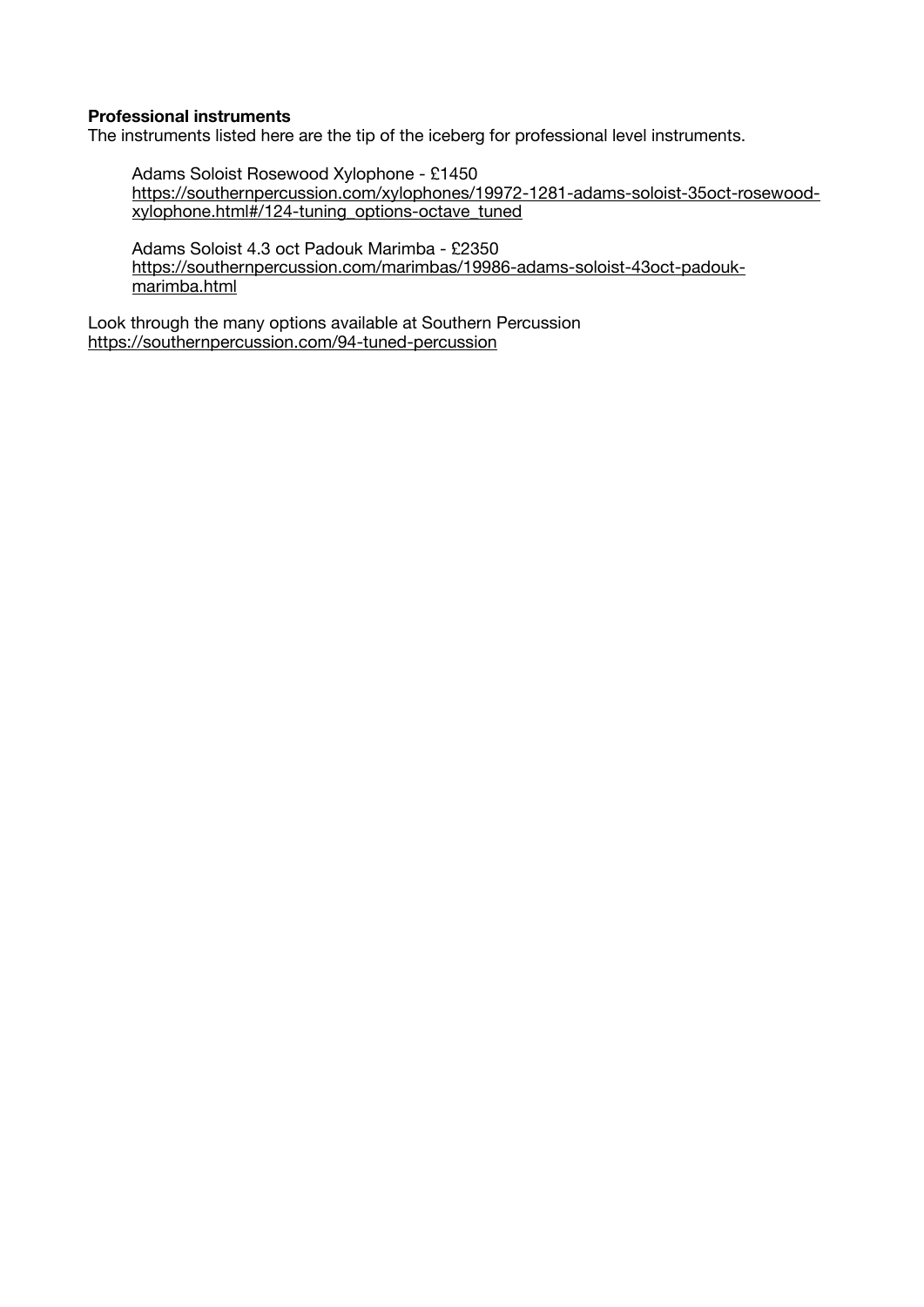**Professional instruments**

The instruments listed here are the tip of the iceberg for professional level instruments.

> Adams Soloist Rosewood Xylophone - £1450
> https://southernpercussion.com/xylophones/19972-1281-adams-soloist-35oct-rosewood-xylophone.html#/124-tuning_options-octave_tuned
>
> Adams Soloist 4.3 oct Padouk Marimba - £2350
> https://southernpercussion.com/marimbas/19986-adams-soloist-43oct-padouk-marimba.html

Look through the many options available at Southern Percussion
https://southernpercussion.com/94-tuned-percussion